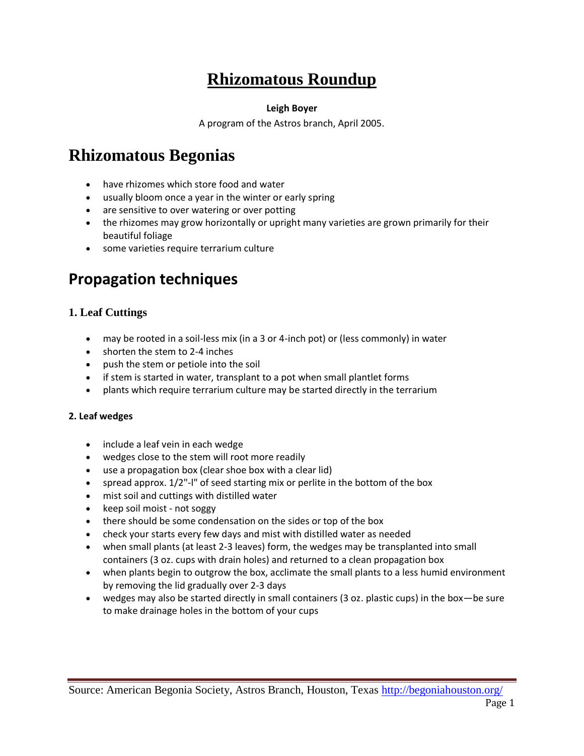# Rhizomatous Roundup

**Leigh Boyer**

A program of the Astros branch, April 2005.

## Rhizomatous Begonias

- have rhizomes which store food and water
- usually bloom once a year in the winter or early spring
- are sensitive to over watering or over potting
- the rhizomes may grow horizontally or upright many varieties are grown primarily for their beautiful foliage
- some varieties require terrarium culture

## Propagation techniques

### 1. Leaf Cuttings

- may be rooted in a soil-less mix (in a 3 or 4-inch pot) or (less commonly) in water
- shorten the stem to 2-4 inches
- push the stem or petiole into the soil
- if stem is started in water, transplant to a pot when small plantlet forms
- plants which require terrarium culture may be started directly in the terrarium

#### 2. Leaf wedges

- include a leaf vein in each wedge
- wedges close to the stem will root more readily
- use a propagation box (clear shoe box with a clear lid)
- spread approx. 1/2"-l" of seed starting mix or perlite in the bottom of the box
- mist soil and cuttings with distilled water
- keep soil moist - not soggy
- there should be some condensation on the sides or top of the box
- check your starts every few days and mist with distilled water as needed
- when small plants (at least 2-3 leaves) form, the wedges may be transplanted into small containers (3 oz. cups with drain holes) and returned to a clean propagation box
- when plants begin to outgrow the box, acclimate the small plants to a less humid environment by removing the lid gradually over 2-3 days
- wedges may also be started directly in small containers (3 oz. plastic cups) in the box—be sure to make drainage holes in the bottom of your cups

Source: American Begonia Society, Astros Branch, Houston, Texas http://begoniahouston.org/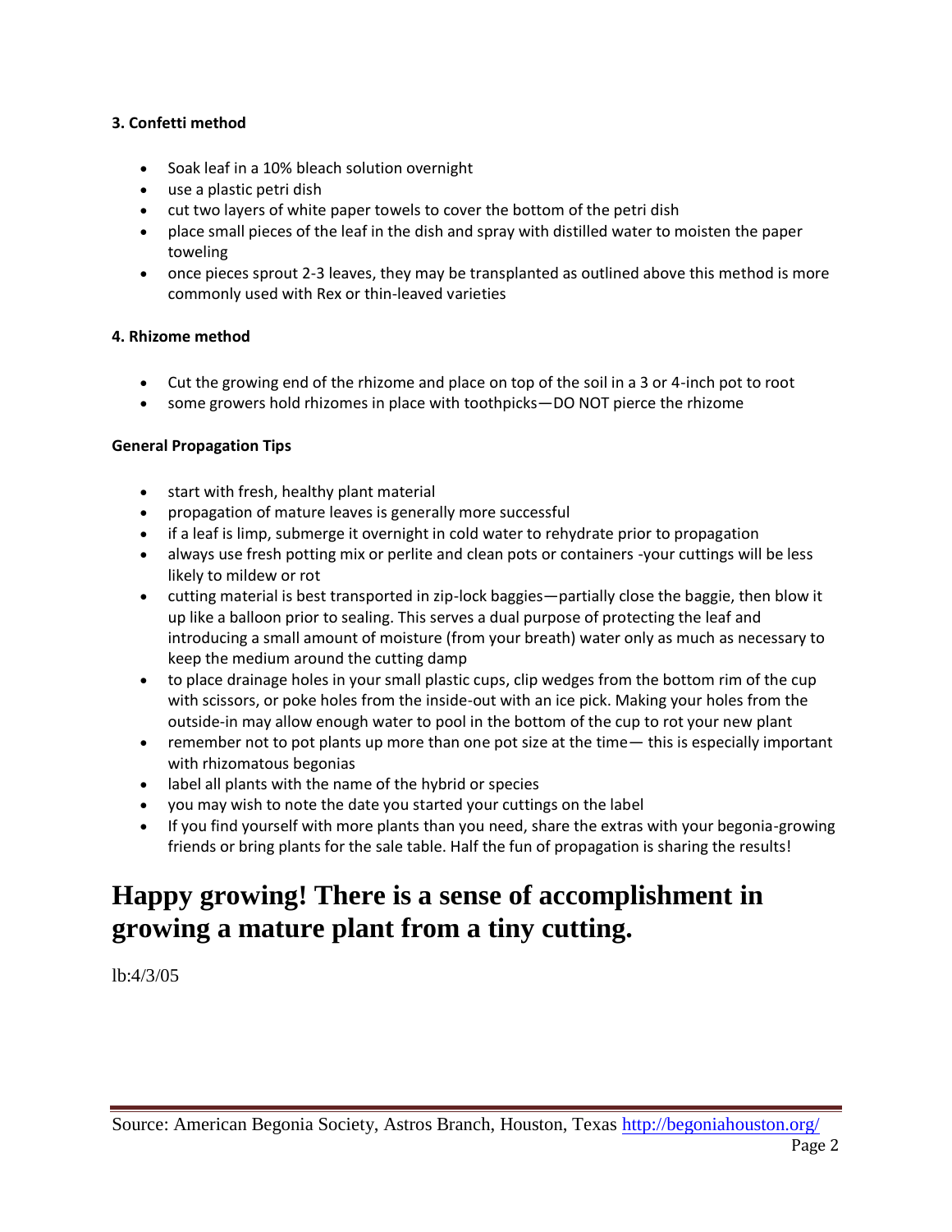**3. Confetti method**

- Soak leaf in a 10% bleach solution overnight
- use a plastic petri dish
- cut two layers of white paper towels to cover the bottom of the petri dish
- place small pieces of the leaf in the dish and spray with distilled water to moisten the paper toweling
- once pieces sprout 2-3 leaves, they may be transplanted as outlined above this method is more commonly used with Rex or thin-leaved varieties

**4. Rhizome method**

- Cut the growing end of the rhizome and place on top of the soil in a 3 or 4-inch pot to root
- some growers hold rhizomes in place with toothpicks—DO NOT pierce the rhizome

**General Propagation Tips**

- start with fresh, healthy plant material
- propagation of mature leaves is generally more successful
- if a leaf is limp, submerge it overnight in cold water to rehydrate prior to propagation
- always use fresh potting mix or perlite and clean pots or containers -your cuttings will be less likely to mildew or rot
- cutting material is best transported in zip-lock baggies—partially close the baggie, then blow it up like a balloon prior to sealing. This serves a dual purpose of protecting the leaf and introducing a small amount of moisture (from your breath) water only as much as necessary to keep the medium around the cutting damp
- to place drainage holes in your small plastic cups, clip wedges from the bottom rim of the cup with scissors, or poke holes from the inside-out with an ice pick. Making your holes from the outside-in may allow enough water to pool in the bottom of the cup to rot your new plant
- remember not to pot plants up more than one pot size at the time— this is especially important with rhizomatous begonias
- label all plants with the name of the hybrid or species
- you may wish to note the date you started your cuttings on the label
- If you find yourself with more plants than you need, share the extras with your begonia-growing friends or bring plants for the sale table. Half the fun of propagation is sharing the results!

# Happy growing! There is a sense of accomplishment in growing a mature plant from a tiny cutting.

lb:4/3/05

Source: American Begonia Society, Astros Branch, Houston, Texas http://begoniahouston.org/